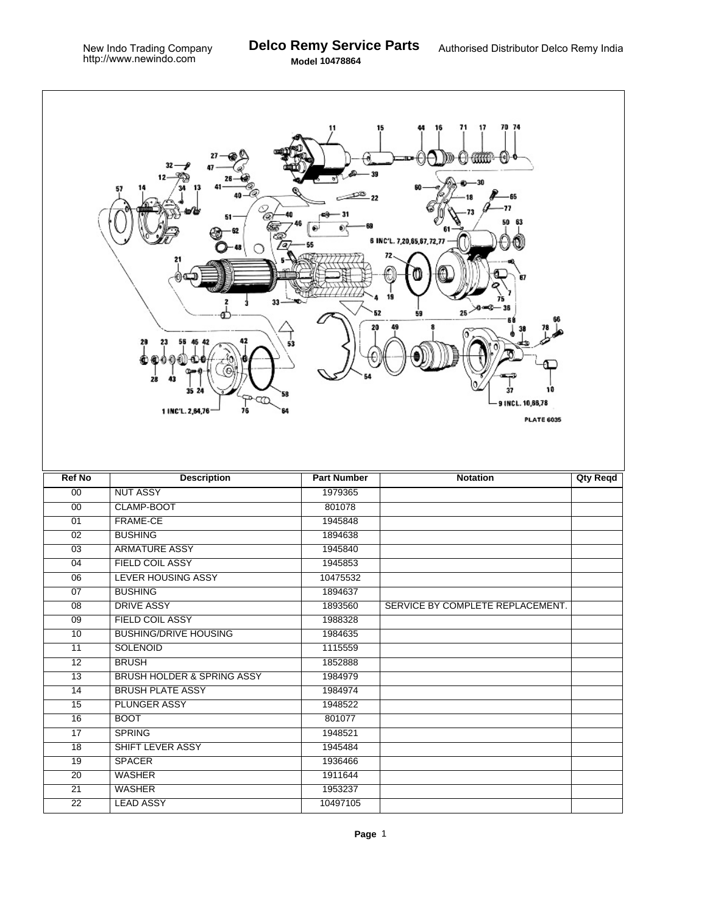New Indo Trading Company
http://www.newindo.com

# Delco Remy Service Parts

**Model 10478864**

Authorised Distributor Delco Remy India

| Ref No | Description | Part Number | Notation | Qty Reqd |
|---|---|---|---|---|
| 00 | NUT ASSY | 1979365 | | |
| 00 | CLAMP-BOOT | 801078 | | |
| 01 | FRAME-CE | 1945848 | | |
| 02 | BUSHING | 1894638 | | |
| 03 | ARMATURE ASSY | 1945840 | | |
| 04 | FIELD COIL ASSY | 1945853 | | |
| 06 | LEVER HOUSING ASSY | 10475532 | | |
| 07 | BUSHING | 1894637 | | |
| 08 | DRIVE ASSY | 1893560 | SERVICE BY COMPLETE REPLACEMENT. | |
| 09 | FIELD COIL ASSY | 1988328 | | |
| 10 | BUSHING/DRIVE HOUSING | 1984635 | | |
| 11 | SOLENOID | 1115559 | | |
| 12 | BRUSH | 1852888 | | |
| 13 | BRUSH HOLDER & SPRING ASSY | 1984979 | | |
| 14 | BRUSH PLATE ASSY | 1984974 | | |
| 15 | PLUNGER ASSY | 1948522 | | |
| 16 | BOOT | 801077 | | |
| 17 | SPRING | 1948521 | | |
| 18 | SHIFT LEVER ASSY | 1945484 | | |
| 19 | SPACER | 1936466 | | |
| 20 | WASHER | 1911644 | | |
| 21 | WASHER | 1953237 | | |
| 22 | LEAD ASSY | 10497105 | | |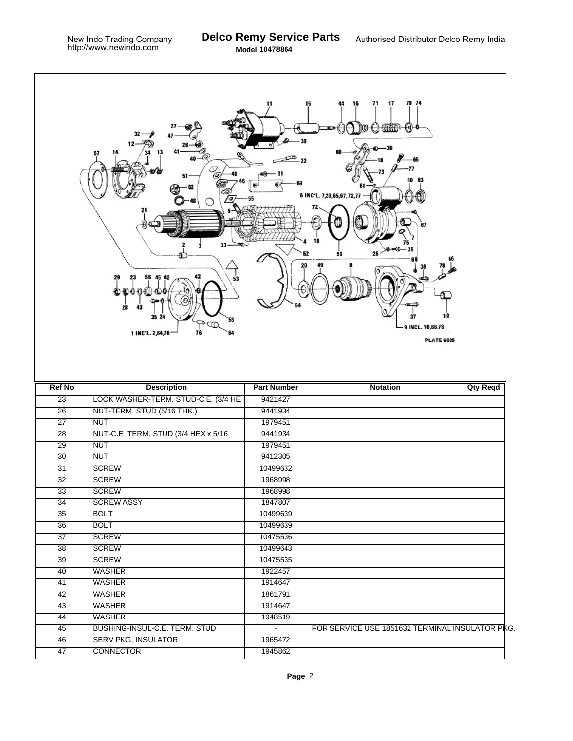New Indo Trading Company
http://www.newindo.com

# Delco Remy Service Parts

**Model 10478864**

Authorised Distributor Delco Remy India

| Ref No | Description | Part Number | Notation | Qty Reqd |
|---|---|---|---|---|
| 23 | LOCK WASHER-TERM. STUD-C.E. (3/4 HE | 9421427 | | |
| 26 | NUT-TERM. STUD (5/16 THK.) | 9441934 | | |
| 27 | NUT | 1979451 | | |
| 28 | NUT-C.E. TERM. STUD (3/4 HEX x 5/16 | 9441934 | | |
| 29 | NUT | 1979451 | | |
| 30 | NUT | 9412305 | | |
| 31 | SCREW | 10499632 | | |
| 32 | SCREW | 1968998 | | |
| 33 | SCREW | 1968998 | | |
| 34 | SCREW ASSY | 1847807 | | |
| 35 | BOLT | 10499639 | | |
| 36 | BOLT | 10499639 | | |
| 37 | SCREW | 10475536 | | |
| 38 | SCREW | 10499643 | | |
| 39 | SCREW | 10475535 | | |
| 40 | WASHER | 1922457 | | |
| 41 | WASHER | 1914647 | | |
| 42 | WASHER | 1861791 | | |
| 43 | WASHER | 1914647 | | |
| 44 | WASHER | 1948519 | | |
| 45 | BUSHING-INSUL-C.E. TERM. STUD | - | FOR SERVICE USE 1851632 TERMINAL INSULATOR PKG. | |
| 46 | SERV PKG, INSULATOR | 1965472 | | |
| 47 | CONNECTOR | 1945862 | | |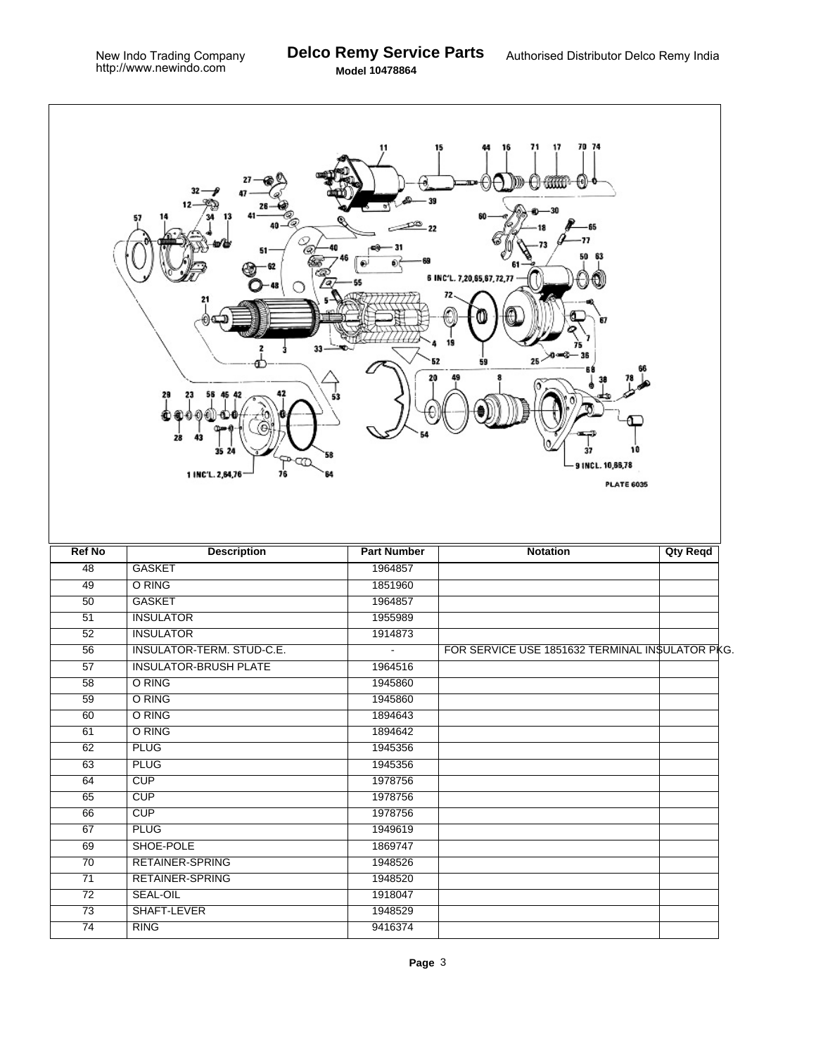New Indo Trading Company
http://www.newindo.com

# Delco Remy Service Parts

**Model 10478864**

Authorised Distributor Delco Remy India

| Ref No | Description | Part Number | Notation | Qty Reqd |
|---|---|---|---|---|
| 48 | GASKET | 1964857 | | |
| 49 | O RING | 1851960 | | |
| 50 | GASKET | 1964857 | | |
| 51 | INSULATOR | 1955989 | | |
| 52 | INSULATOR | 1914873 | | |
| 56 | INSULATOR-TERM. STUD-C.E. | - | FOR SERVICE USE 1851632 TERMINAL INSULATOR PKG. | |
| 57 | INSULATOR-BRUSH PLATE | 1964516 | | |
| 58 | O RING | 1945860 | | |
| 59 | O RING | 1945860 | | |
| 60 | O RING | 1894643 | | |
| 61 | O RING | 1894642 | | |
| 62 | PLUG | 1945356 | | |
| 63 | PLUG | 1945356 | | |
| 64 | CUP | 1978756 | | |
| 65 | CUP | 1978756 | | |
| 66 | CUP | 1978756 | | |
| 67 | PLUG | 1949619 | | |
| 69 | SHOE-POLE | 1869747 | | |
| 70 | RETAINER-SPRING | 1948526 | | |
| 71 | RETAINER-SPRING | 1948520 | | |
| 72 | SEAL-OIL | 1918047 | | |
| 73 | SHAFT-LEVER | 1948529 | | |
| 74 | RING | 9416374 | | |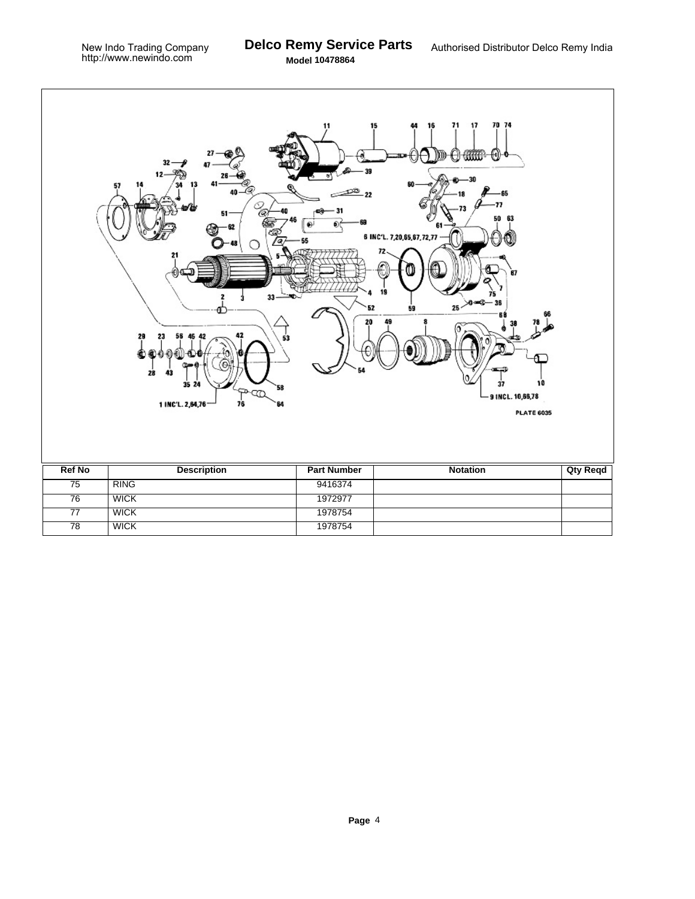| Ref No | Description | Part Number | Notation | Qty Reqd |
| --- | --- | --- | --- | --- |
| 75 | RING | 9416374 | | |
| 76 | WICK | 1972977 | | |
| 77 | WICK | 1978754 | | |
| 78 | WICK | 1978754 | | |